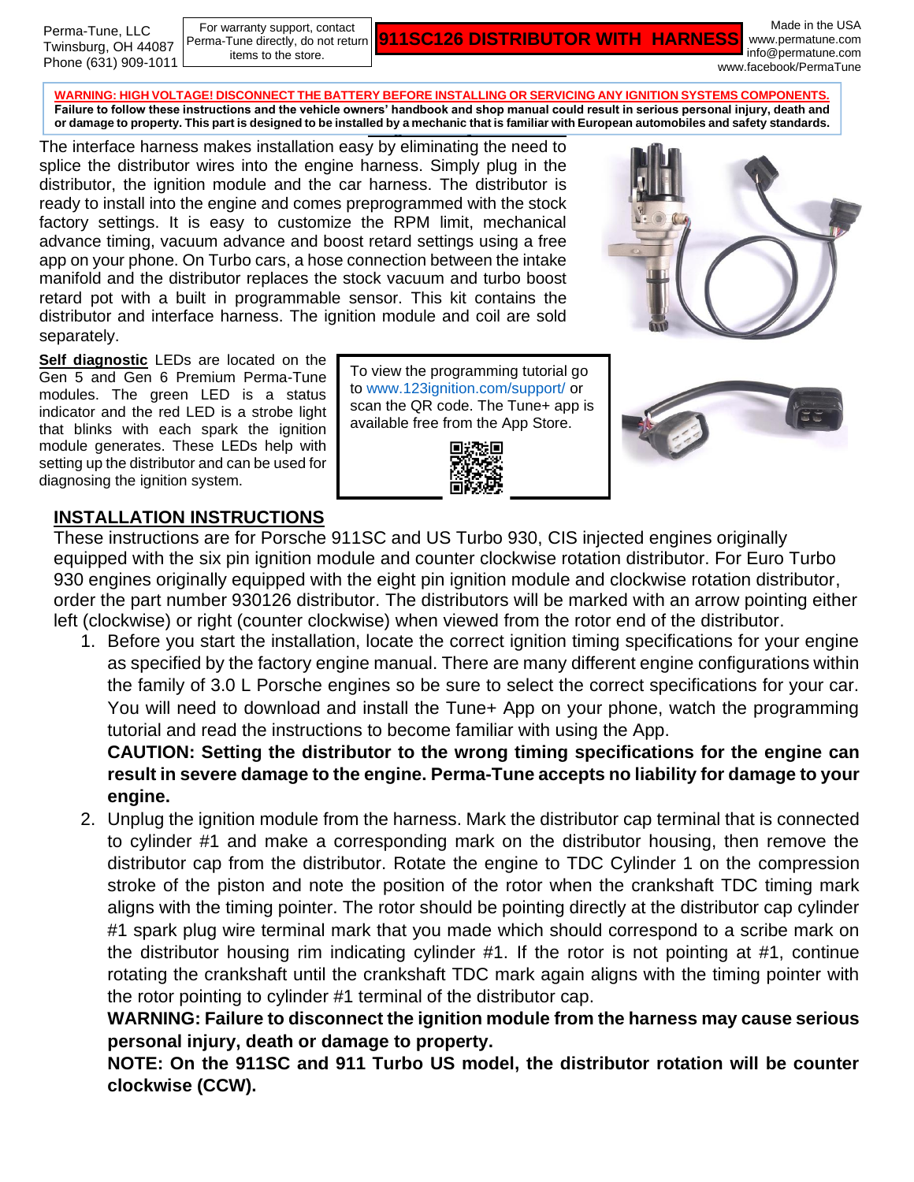Perma-Tune, LLC
Twinsburg, OH 44087
Phone (631) 909-1011

For warranty support, contact Perma-Tune directly, do not return items to the store.

# 911SC126 DISTRIBUTOR WITH HARNESS

Made in the USA
www.permatune.com
info@permatune.com
www.facebook/PermaTune

**WARNING: HIGH VOLTAGE! DISCONNECT THE BATTERY BEFORE INSTALLING OR SERVICING ANY IGNITION SYSTEMS COMPONENTS. Failure to follow these instructions and the vehicle owners' handbook and shop manual could result in serious personal injury, death and or damage to property. This part is designed to be installed by a mechanic that is familiar with European automobiles and safety standards.**

The interface harness makes installation easy by eliminating the need to splice the distributor wires into the engine harness. Simply plug in the distributor, the ignition module and the car harness. The distributor is ready to install into the engine and comes preprogrammed with the stock factory settings. It is easy to customize the RPM limit, mechanical advance timing, vacuum advance and boost retard settings using a free app on your phone. On Turbo cars, a hose connection between the intake manifold and the distributor replaces the stock vacuum and turbo boost retard pot with a built in programmable sensor. This kit contains the distributor and interface harness. The ignition module and coil are sold separately.

**Self diagnostic** LEDs are located on the Gen 5 and Gen 6 Premium Perma-Tune modules. The green LED is a status indicator and the red LED is a strobe light that blinks with each spark the ignition module generates. These LEDs help with setting up the distributor and can be used for diagnosing the ignition system.

To view the programming tutorial go to www.123ignition.com/support/ or scan the QR code. The Tune+ app is available free from the App Store.

## INSTALLATION INSTRUCTIONS

These instructions are for Porsche 911SC and US Turbo 930, CIS injected engines originally equipped with the six pin ignition module and counter clockwise rotation distributor. For Euro Turbo 930 engines originally equipped with the eight pin ignition module and clockwise rotation distributor, order the part number 930126 distributor. The distributors will be marked with an arrow pointing either left (clockwise) or right (counter clockwise) when viewed from the rotor end of the distributor.

1. Before you start the installation, locate the correct ignition timing specifications for your engine as specified by the factory engine manual. There are many different engine configurations within the family of 3.0 L Porsche engines so be sure to select the correct specifications for your car. You will need to download and install the Tune+ App on your phone, watch the programming tutorial and read the instructions to become familiar with using the App.
   **CAUTION: Setting the distributor to the wrong timing specifications for the engine can result in severe damage to the engine. Perma-Tune accepts no liability for damage to your engine.**
2. Unplug the ignition module from the harness. Mark the distributor cap terminal that is connected to cylinder #1 and make a corresponding mark on the distributor housing, then remove the distributor cap from the distributor. Rotate the engine to TDC Cylinder 1 on the compression stroke of the piston and note the position of the rotor when the crankshaft TDC timing mark aligns with the timing pointer. The rotor should be pointing directly at the distributor cap cylinder #1 spark plug wire terminal mark that you made which should correspond to a scribe mark on the distributor housing rim indicating cylinder #1. If the rotor is not pointing at #1, continue rotating the crankshaft until the crankshaft TDC mark again aligns with the timing pointer with the rotor pointing to cylinder #1 terminal of the distributor cap.
   **WARNING: Failure to disconnect the ignition module from the harness may cause serious personal injury, death or damage to property.**
   **NOTE: On the 911SC and 911 Turbo US model, the distributor rotation will be counter clockwise (CCW).**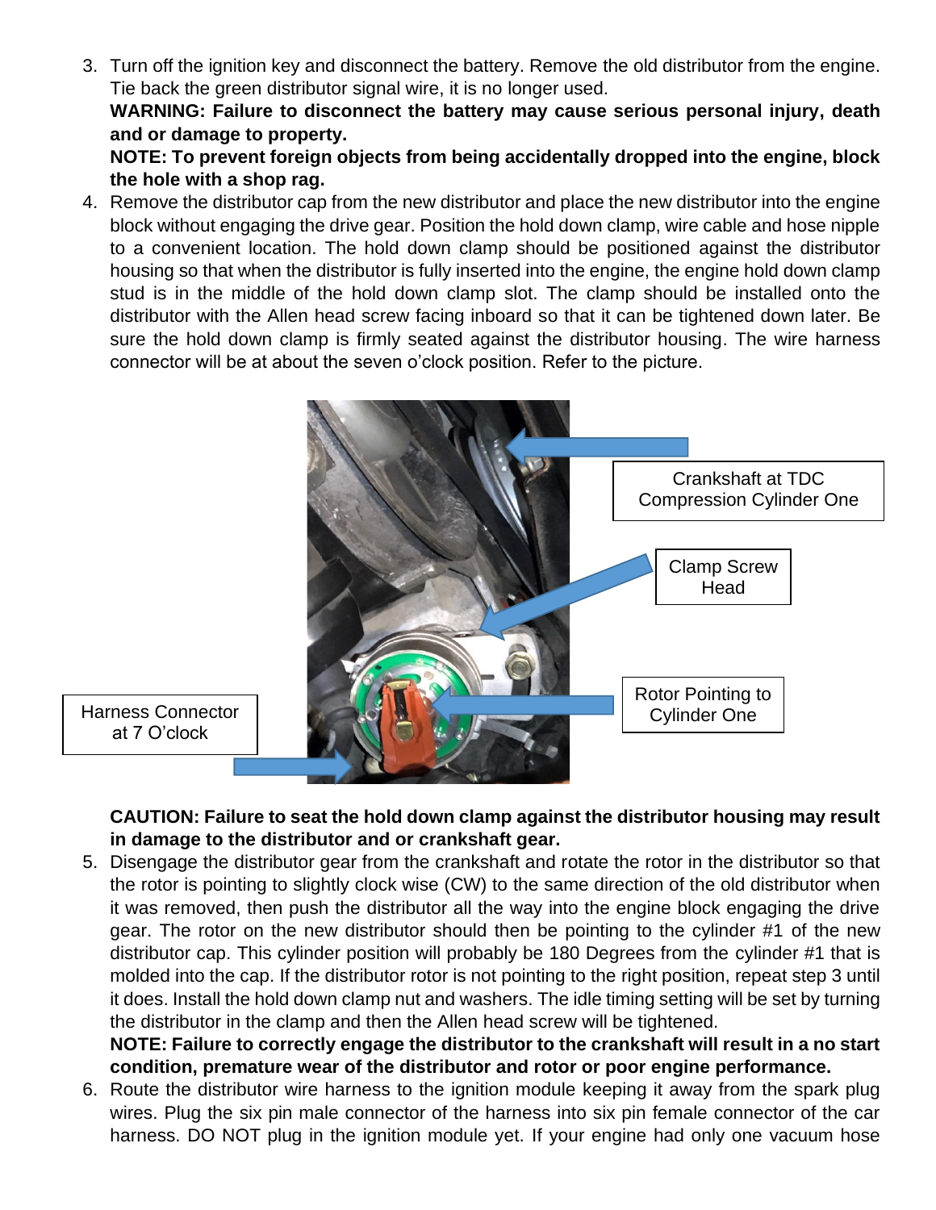3. Turn off the ignition key and disconnect the battery. Remove the old distributor from the engine. Tie back the green distributor signal wire, it is no longer used.
   **WARNING: Failure to disconnect the battery may cause serious personal injury, death and or damage to property.**
   **NOTE: To prevent foreign objects from being accidentally dropped into the engine, block the hole with a shop rag.**
4. Remove the distributor cap from the new distributor and place the new distributor into the engine block without engaging the drive gear. Position the hold down clamp, wire cable and hose nipple to a convenient location. The hold down clamp should be positioned against the distributor housing so that when the distributor is fully inserted into the engine, the engine hold down clamp stud is in the middle of the hold down clamp slot. The clamp should be installed onto the distributor with the Allen head screw facing inboard so that it can be tightened down later. Be sure the hold down clamp is firmly seated against the distributor housing. The wire harness connector will be at about the seven o'clock position. Refer to the picture.

   Crankshaft at TDC Compression Cylinder One

   Clamp Screw Head

   Rotor Pointing to Cylinder One

   Harness Connector at 7 O'clock

   **CAUTION: Failure to seat the hold down clamp against the distributor housing may result in damage to the distributor and or crankshaft gear.**
5. Disengage the distributor gear from the crankshaft and rotate the rotor in the distributor so that the rotor is pointing to slightly clock wise (CW) to the same direction of the old distributor when it was removed, then push the distributor all the way into the engine block engaging the drive gear. The rotor on the new distributor should then be pointing to the cylinder #1 of the new distributor cap. This cylinder position will probably be 180 Degrees from the cylinder #1 that is molded into the cap. If the distributor rotor is not pointing to the right position, repeat step 3 until it does. Install the hold down clamp nut and washers. The idle timing setting will be set by turning the distributor in the clamp and then the Allen head screw will be tightened.
   **NOTE: Failure to correctly engage the distributor to the crankshaft will result in a no start condition, premature wear of the distributor and rotor or poor engine performance.**
6. Route the distributor wire harness to the ignition module keeping it away from the spark plug wires. Plug the six pin male connector of the harness into six pin female connector of the car harness. DO NOT plug in the ignition module yet. If your engine had only one vacuum hose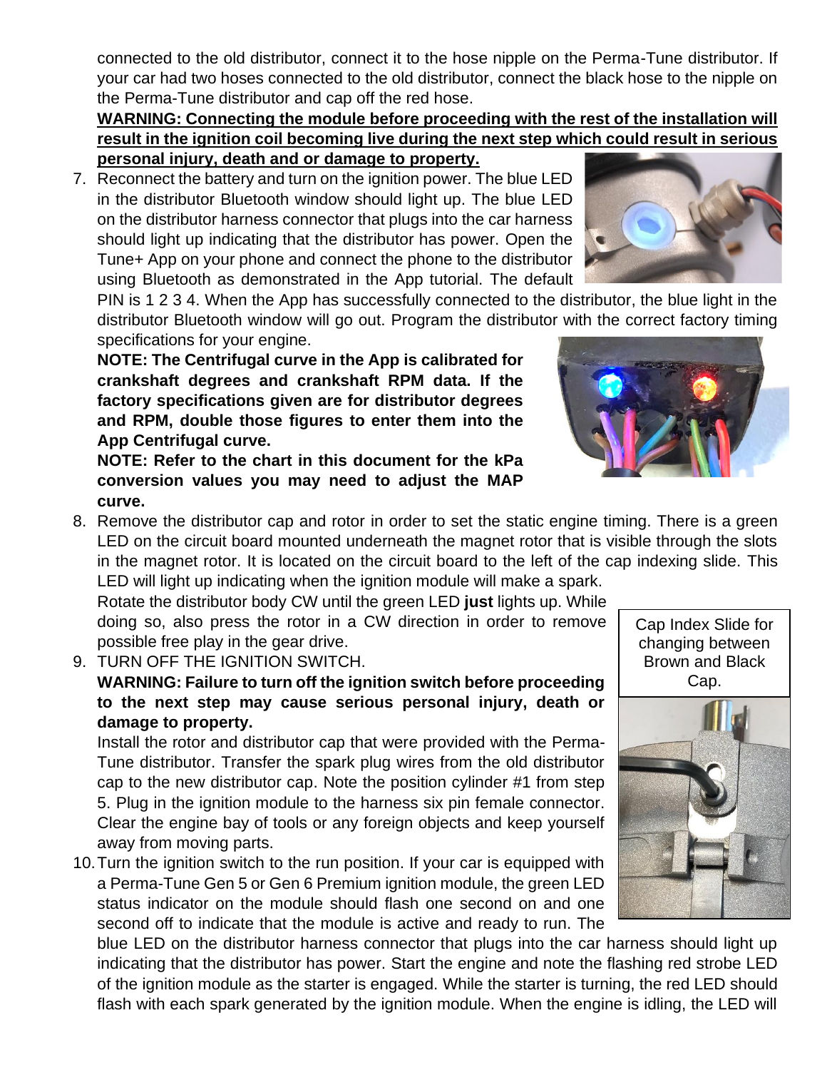connected to the old distributor, connect it to the hose nipple on the Perma-Tune distributor. If your car had two hoses connected to the old distributor, connect the black hose to the nipple on the Perma-Tune distributor and cap off the red hose.

**WARNING: Connecting the module before proceeding with the rest of the installation will result in the ignition coil becoming live during the next step which could result in serious personal injury, death and or damage to property.**

7. Reconnect the battery and turn on the ignition power. The blue LED in the distributor Bluetooth window should light up. The blue LED on the distributor harness connector that plugs into the car harness should light up indicating that the distributor has power. Open the Tune+ App on your phone and connect the phone to the distributor using Bluetooth as demonstrated in the App tutorial. The default PIN is 1 2 3 4. When the App has successfully connected to the distributor, the blue light in the distributor Bluetooth window will go out. Program the distributor with the correct factory timing specifications for your engine.

   **NOTE: The Centrifugal curve in the App is calibrated for crankshaft degrees and crankshaft RPM data. If the factory specifications given are for distributor degrees and RPM, double those figures to enter them into the App Centrifugal curve.**

   **NOTE: Refer to the chart in this document for the kPa conversion values you may need to adjust the MAP curve.**

8. Remove the distributor cap and rotor in order to set the static engine timing. There is a green LED on the circuit board mounted underneath the magnet rotor that is visible through the slots in the magnet rotor. It is located on the circuit board to the left of the cap indexing slide. This LED will light up indicating when the ignition module will make a spark.

   Rotate the distributor body CW until the green LED **just** lights up. While doing so, also press the rotor in a CW direction in order to remove possible free play in the gear drive.

9. TURN OFF THE IGNITION SWITCH.

   **WARNING: Failure to turn off the ignition switch before proceeding to the next step may cause serious personal injury, death or damage to property.**

   Install the rotor and distributor cap that were provided with the Perma-Tune distributor. Transfer the spark plug wires from the old distributor cap to the new distributor cap. Note the position cylinder #1 from step 5. Plug in the ignition module to the harness six pin female connector. Clear the engine bay of tools or any foreign objects and keep yourself away from moving parts.

10. Turn the ignition switch to the run position. If your car is equipped with a Perma-Tune Gen 5 or Gen 6 Premium ignition module, the green LED status indicator on the module should flash one second on and one second off to indicate that the module is active and ready to run. The blue LED on the distributor harness connector that plugs into the car harness should light up indicating that the distributor has power. Start the engine and note the flashing red strobe LED of the ignition module as the starter is engaged. While the starter is turning, the red LED should flash with each spark generated by the ignition module. When the engine is idling, the LED will

Cap Index Slide for changing between Brown and Black Cap.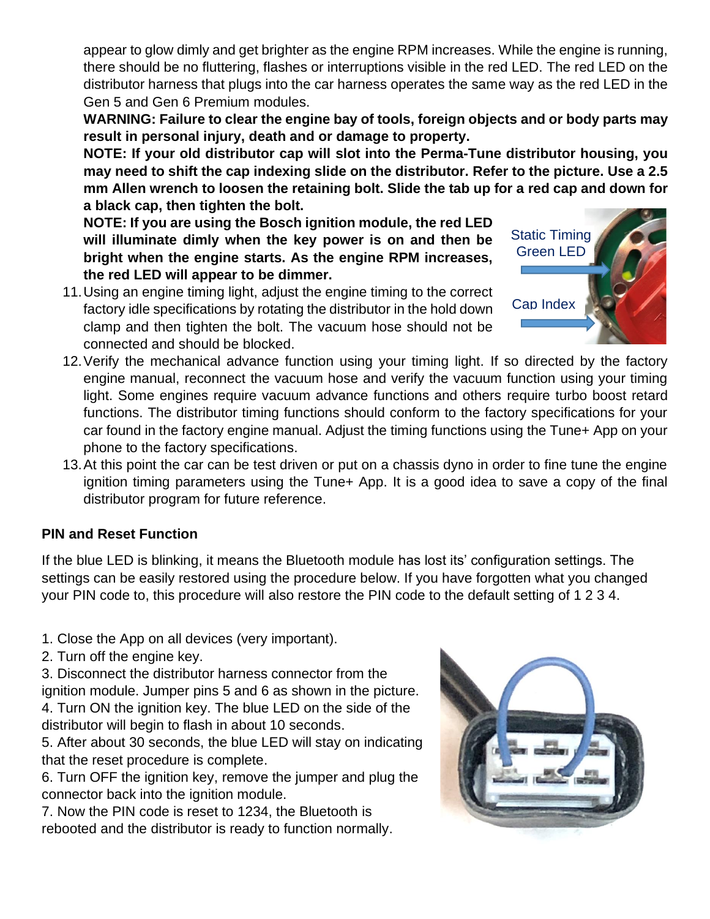appear to glow dimly and get brighter as the engine RPM increases. While the engine is running, there should be no fluttering, flashes or interruptions visible in the red LED. The red LED on the distributor harness that plugs into the car harness operates the same way as the red LED in the Gen 5 and Gen 6 Premium modules.

**WARNING: Failure to clear the engine bay of tools, foreign objects and or body parts may result in personal injury, death and or damage to property.**

**NOTE: If your old distributor cap will slot into the Perma-Tune distributor housing, you may need to shift the cap indexing slide on the distributor. Refer to the picture. Use a 2.5 mm Allen wrench to loosen the retaining bolt. Slide the tab up for a red cap and down for a black cap, then tighten the bolt.**

**NOTE: If you are using the Bosch ignition module, the red LED will illuminate dimly when the key power is on and then be bright when the engine starts. As the engine RPM increases, the red LED will appear to be dimmer.**

Static Timing Green LED

Cap Index

11. Using an engine timing light, adjust the engine timing to the correct factory idle specifications by rotating the distributor in the hold down clamp and then tighten the bolt. The vacuum hose should not be connected and should be blocked.
12. Verify the mechanical advance function using your timing light. If so directed by the factory engine manual, reconnect the vacuum hose and verify the vacuum function using your timing light. Some engines require vacuum advance functions and others require turbo boost retard functions. The distributor timing functions should conform to the factory specifications for your car found in the factory engine manual. Adjust the timing functions using the Tune+ App on your phone to the factory specifications.
13. At this point the car can be test driven or put on a chassis dyno in order to fine tune the engine ignition timing parameters using the Tune+ App. It is a good idea to save a copy of the final distributor program for future reference.

**PIN and Reset Function**

If the blue LED is blinking, it means the Bluetooth module has lost its' configuration settings. The settings can be easily restored using the procedure below. If you have forgotten what you changed your PIN code to, this procedure will also restore the PIN code to the default setting of 1 2 3 4.

1. Close the App on all devices (very important).
2. Turn off the engine key.
3. Disconnect the distributor harness connector from the ignition module. Jumper pins 5 and 6 as shown in the picture.
4. Turn ON the ignition key. The blue LED on the side of the distributor will begin to flash in about 10 seconds.
5. After about 30 seconds, the blue LED will stay on indicating that the reset procedure is complete.
6. Turn OFF the ignition key, remove the jumper and plug the connector back into the ignition module.
7. Now the PIN code is reset to 1234, the Bluetooth is rebooted and the distributor is ready to function normally.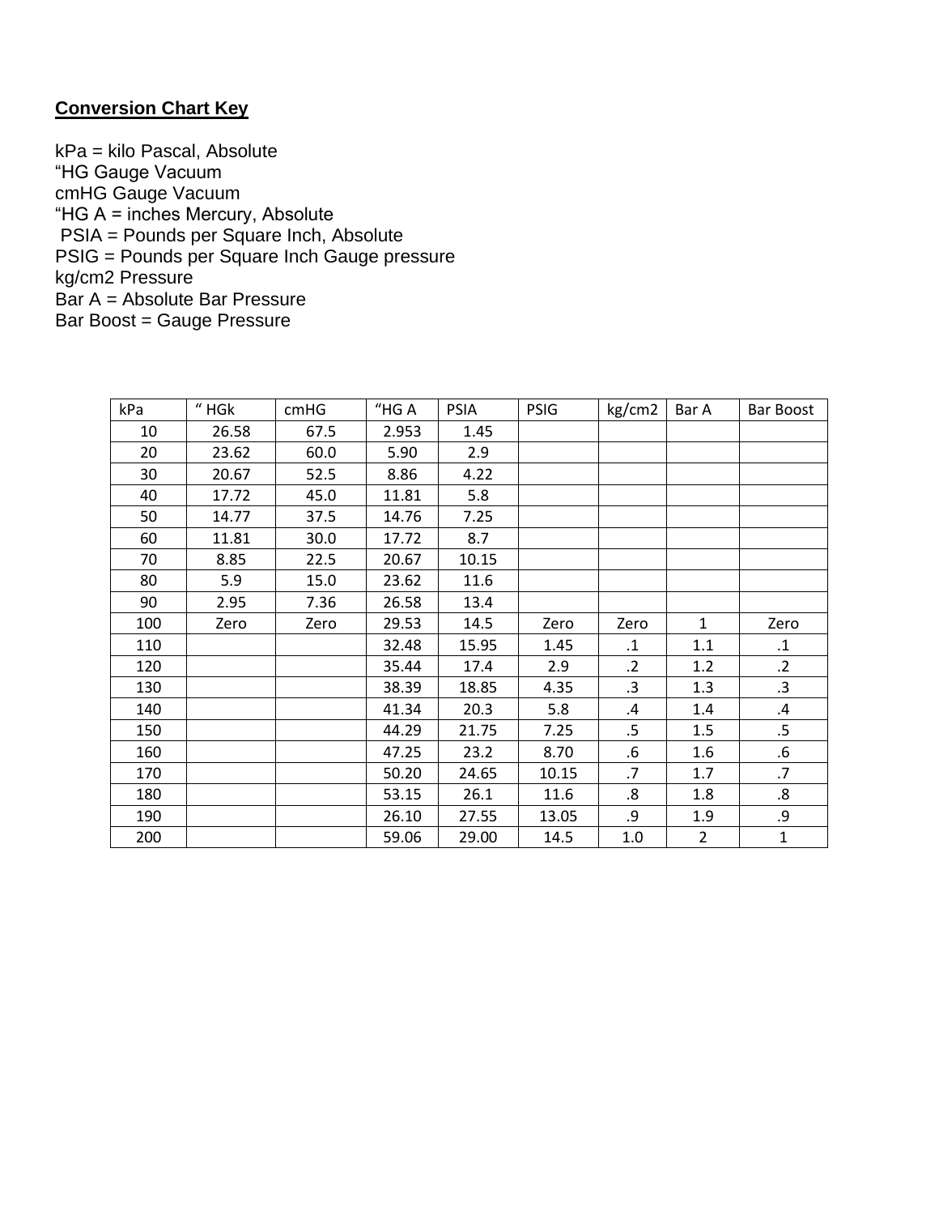**Conversion Chart Key**

kPa = kilo Pascal, Absolute
“HG Gauge Vacuum
cmHG Gauge Vacuum
“HG A = inches Mercury, Absolute
PSIA = Pounds per Square Inch, Absolute
PSIG = Pounds per Square Inch Gauge pressure
kg/cm2 Pressure
Bar A = Absolute Bar Pressure
Bar Boost = Gauge Pressure

| kPa | “ HGk | cmHG | “HG A | PSIA | PSIG | kg/cm2 | Bar A | Bar Boost |
|---|---|---|---|---|---|---|---|---|
| 10 | 26.58 | 67.5 | 2.953 | 1.45 | | | | |
| 20 | 23.62 | 60.0 | 5.90 | 2.9 | | | | |
| 30 | 20.67 | 52.5 | 8.86 | 4.22 | | | | |
| 40 | 17.72 | 45.0 | 11.81 | 5.8 | | | | |
| 50 | 14.77 | 37.5 | 14.76 | 7.25 | | | | |
| 60 | 11.81 | 30.0 | 17.72 | 8.7 | | | | |
| 70 | 8.85 | 22.5 | 20.67 | 10.15 | | | | |
| 80 | 5.9 | 15.0 | 23.62 | 11.6 | | | | |
| 90 | 2.95 | 7.36 | 26.58 | 13.4 | | | | |
| 100 | Zero | Zero | 29.53 | 14.5 | Zero | Zero | 1 | Zero |
| 110 | | | 32.48 | 15.95 | 1.45 | .1 | 1.1 | .1 |
| 120 | | | 35.44 | 17.4 | 2.9 | .2 | 1.2 | .2 |
| 130 | | | 38.39 | 18.85 | 4.35 | .3 | 1.3 | .3 |
| 140 | | | 41.34 | 20.3 | 5.8 | .4 | 1.4 | .4 |
| 150 | | | 44.29 | 21.75 | 7.25 | .5 | 1.5 | .5 |
| 160 | | | 47.25 | 23.2 | 8.70 | .6 | 1.6 | .6 |
| 170 | | | 50.20 | 24.65 | 10.15 | .7 | 1.7 | .7 |
| 180 | | | 53.15 | 26.1 | 11.6 | .8 | 1.8 | .8 |
| 190 | | | 26.10 | 27.55 | 13.05 | .9 | 1.9 | .9 |
| 200 | | | 59.06 | 29.00 | 14.5 | 1.0 | 2 | 1 |